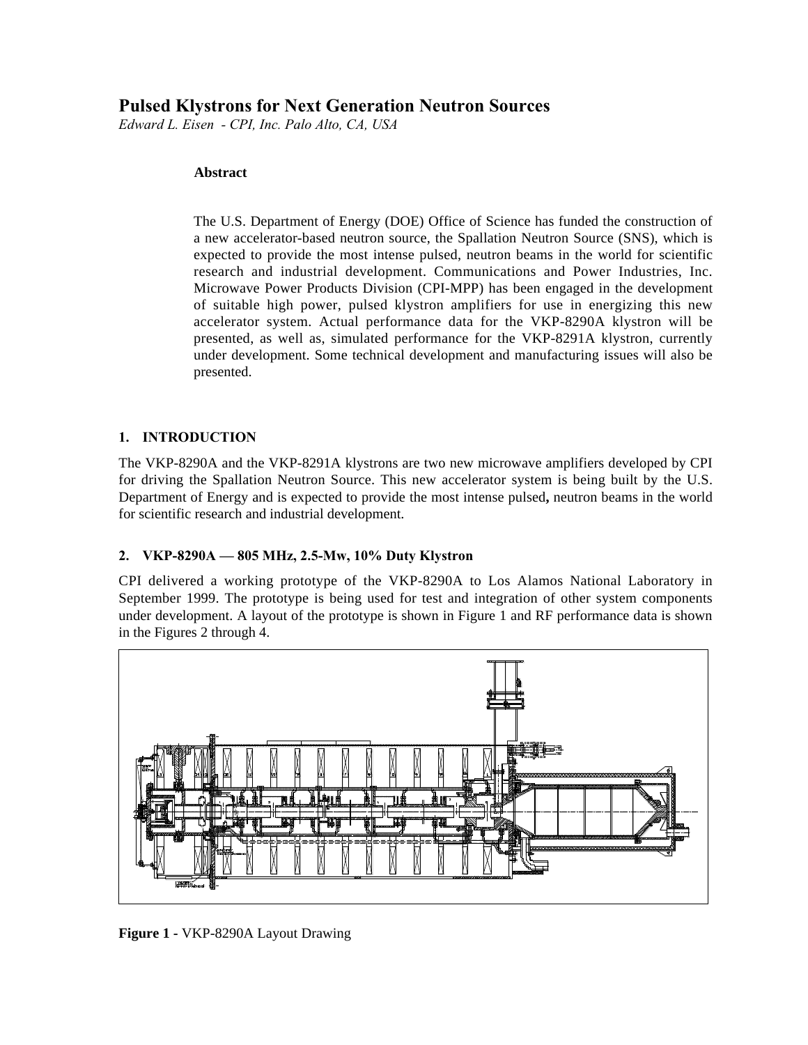# Pulsed Klystrons for Next Generation Neutron Sources

*Edward L. Eisen - CPI, Inc. Palo Alto, CA, USA*

**Abstract**

The U.S. Department of Energy (DOE) Office of Science has funded the construction of a new accelerator-based neutron source, the Spallation Neutron Source (SNS), which is expected to provide the most intense pulsed, neutron beams in the world for scientific research and industrial development. Communications and Power Industries, Inc. Microwave Power Products Division (CPI-MPP) has been engaged in the development of suitable high power, pulsed klystron amplifiers for use in energizing this new accelerator system. Actual performance data for the VKP-8290A klystron will be presented, as well as, simulated performance for the VKP-8291A klystron, currently under development. Some technical development and manufacturing issues will also be presented.

## 1. INTRODUCTION

The VKP-8290A and the VKP-8291A klystrons are two new microwave amplifiers developed by CPI for driving the Spallation Neutron Source. This new accelerator system is being built by the U.S. Department of Energy and is expected to provide the most intense pulsed**,** neutron beams in the world for scientific research and industrial development.

## 2. VKP-8290A — 805 MHz, 2.5-Mw, 10% Duty Klystron

CPI delivered a working prototype of the VKP-8290A to Los Alamos National Laboratory in September 1999. The prototype is being used for test and integration of other system components under development. A layout of the prototype is shown in Figure 1 and RF performance data is shown in the Figures 2 through 4.

**Figure 1** - VKP-8290A Layout Drawing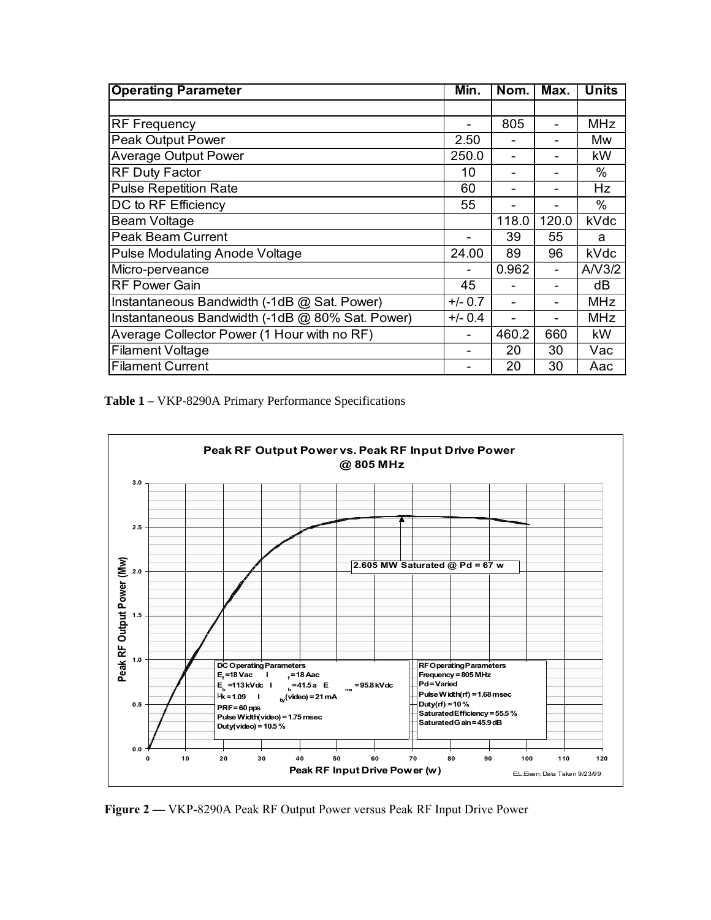| Operating Parameter | Min. | Nom. | Max. | Units |
|---|---|---|---|---|
| | | | | |
| RF Frequency | - | 805 | - | MHz |
| Peak Output Power | 2.50 | - | - | Mw |
| Average Output Power | 250.0 | - | - | kW |
| RF Duty Factor | 10 | - | - | % |
| Pulse Repetition Rate | 60 | - | - | Hz |
| DC to RF Efficiency | 55 | - | - | % |
| Beam Voltage | | 118.0 | 120.0 | kVdc |
| Peak Beam Current | - | 39 | 55 | a |
| Pulse Modulating Anode Voltage | 24.00 | 89 | 96 | kVdc |
| Micro-perveance | - | 0.962 | - | A/V3/2 |
| RF Power Gain | 45 | - | - | dB |
| Instantaneous Bandwidth (-1dB @ Sat. Power) | +/- 0.7 | - | - | MHz |
| Instantaneous Bandwidth (-1dB @ 80% Sat. Power) | +/- 0.4 | - | - | MHz |
| Average Collector Power (1 Hour with no RF) | - | 460.2 | 660 | kW |
| Filament Voltage | - | 20 | 30 | Vac |
| Filament Current | - | 20 | 30 | Aac |

**Table 1 –** VKP-8290A Primary Performance Specifications

**Figure 2 —** VKP-8290A Peak RF Output Power versus Peak RF Input Drive Power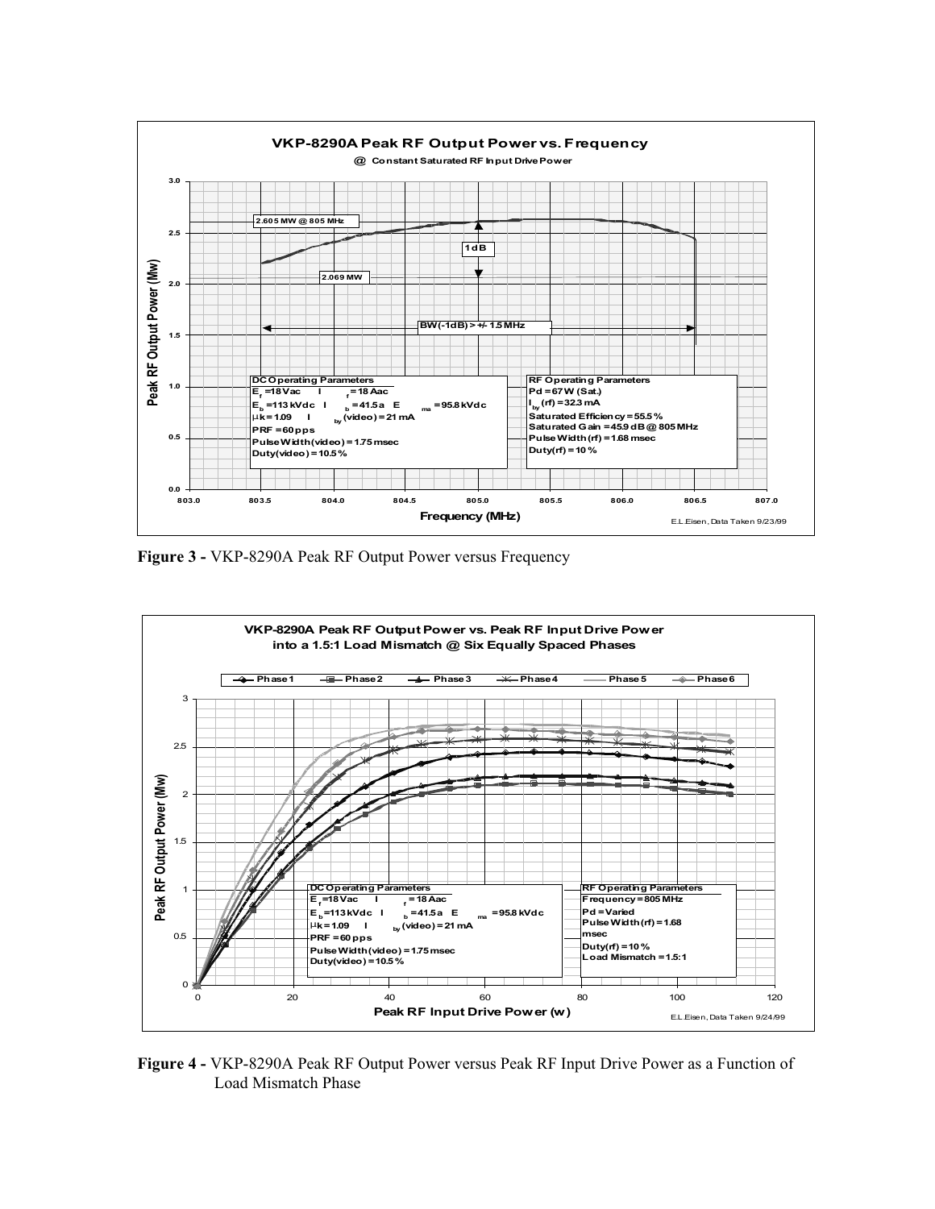**Figure 3 -** VKP-8290A Peak RF Output Power versus Frequency

**Figure 4 -** VKP-8290A Peak RF Output Power versus Peak RF Input Drive Power as a Function of Load Mismatch Phase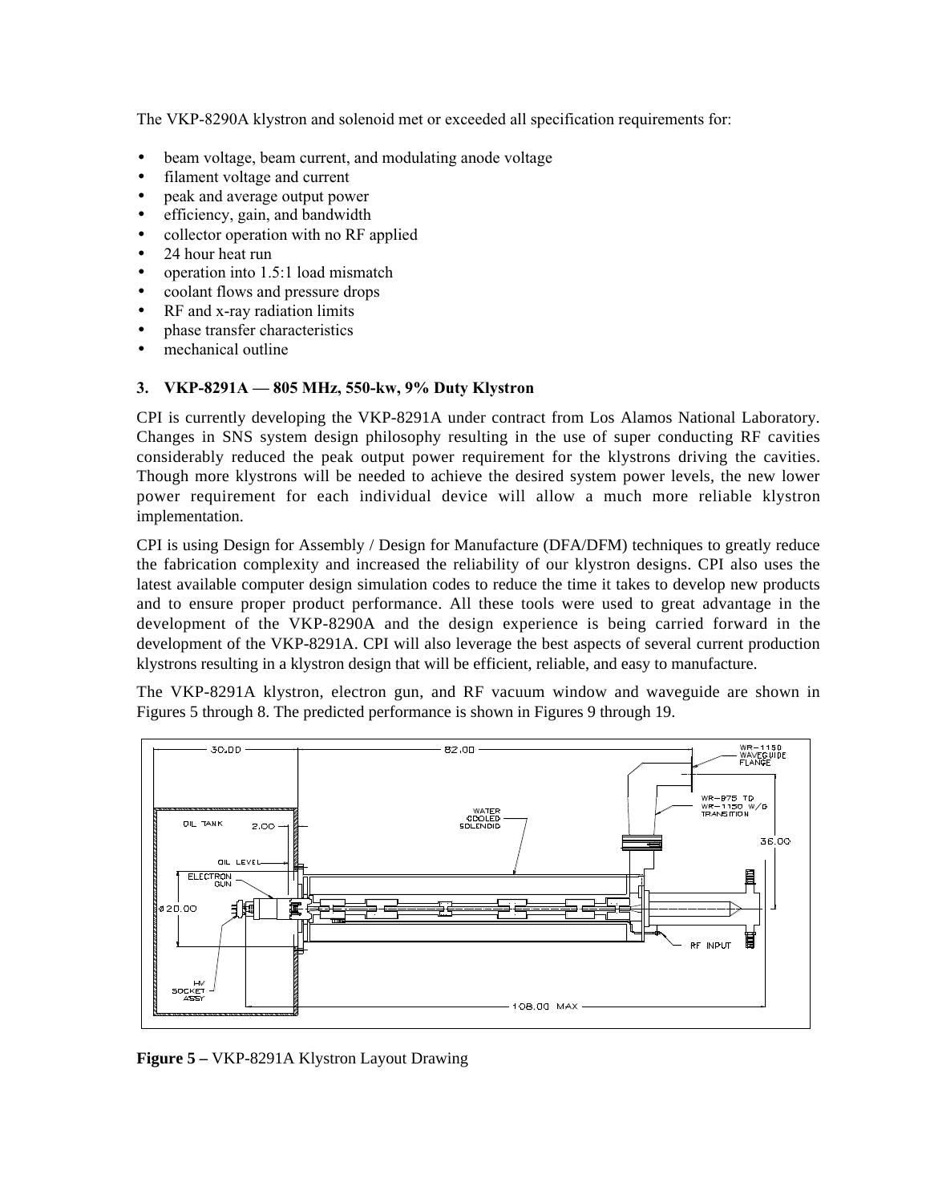The VKP-8290A klystron and solenoid met or exceeded all specification requirements for:

- beam voltage, beam current, and modulating anode voltage
- filament voltage and current
- peak and average output power
- efficiency, gain, and bandwidth
- collector operation with no RF applied
- 24 hour heat run
- operation into 1.5:1 load mismatch
- coolant flows and pressure drops
- RF and x-ray radiation limits
- phase transfer characteristics
- mechanical outline

### 3. VKP-8291A — 805 MHz, 550-kw, 9% Duty Klystron

CPI is currently developing the VKP-8291A under contract from Los Alamos National Laboratory. Changes in SNS system design philosophy resulting in the use of super conducting RF cavities considerably reduced the peak output power requirement for the klystrons driving the cavities. Though more klystrons will be needed to achieve the desired system power levels, the new lower power requirement for each individual device will allow a much more reliable klystron implementation.

CPI is using Design for Assembly / Design for Manufacture (DFA/DFM) techniques to greatly reduce the fabrication complexity and increased the reliability of our klystron designs. CPI also uses the latest available computer design simulation codes to reduce the time it takes to develop new products and to ensure proper product performance. All these tools were used to great advantage in the development of the VKP-8290A and the design experience is being carried forward in the development of the VKP-8291A. CPI will also leverage the best aspects of several current production klystrons resulting in a klystron design that will be efficient, reliable, and easy to manufacture.

The VKP-8291A klystron, electron gun, and RF vacuum window and waveguide are shown in Figures 5 through 8. The predicted performance is shown in Figures 9 through 19.

**Figure 5 –** VKP-8291A Klystron Layout Drawing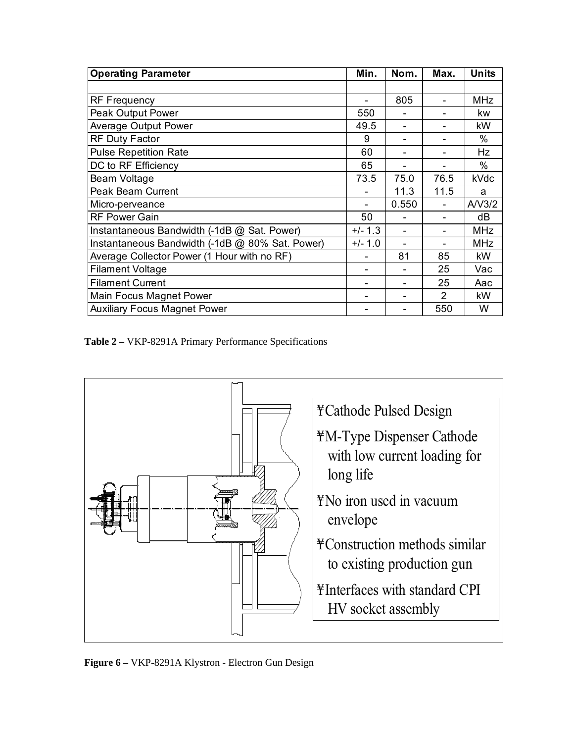| Operating Parameter | Min. | Nom. | Max. | Units |
| --- | --- | --- | --- | --- |
| RF Frequency | - | 805 | - | MHz |
| Peak Output Power | 550 | - | - | kw |
| Average Output Power | 49.5 | - | - | kW |
| RF Duty Factor | 9 | - | - | % |
| Pulse Repetition Rate | 60 | - | - | Hz |
| DC to RF Efficiency | 65 | - | - | % |
| Beam Voltage | 73.5 | 75.0 | 76.5 | kVdc |
| Peak Beam Current | - | 11.3 | 11.5 | a |
| Micro-perveance | - | 0.550 | - | A/V3/2 |
| RF Power Gain | 50 | - | - | dB |
| Instantaneous Bandwidth (-1dB @ Sat. Power) | +/- 1.3 | - | - | MHz |
| Instantaneous Bandwidth (-1dB @ 80% Sat. Power) | +/- 1.0 | - | - | MHz |
| Average Collector Power (1 Hour with no RF) | - | 81 | 85 | kW |
| Filament Voltage | - | - | 25 | Vac |
| Filament Current | - | - | 25 | Aac |
| Main Focus Magnet Power | - | - | 2 | kW |
| Auxiliary Focus Magnet Power | - | - | 550 | W |

**Table 2 –** VKP-8291A Primary Performance Specifications

- Cathode Pulsed Design
- M-Type Dispenser Cathode with low current loading for long life
- No iron used in vacuum envelope
- Construction methods similar to existing production gun
- Interfaces with standard CPI HV socket assembly

**Figure 6 –** VKP-8291A Klystron - Electron Gun Design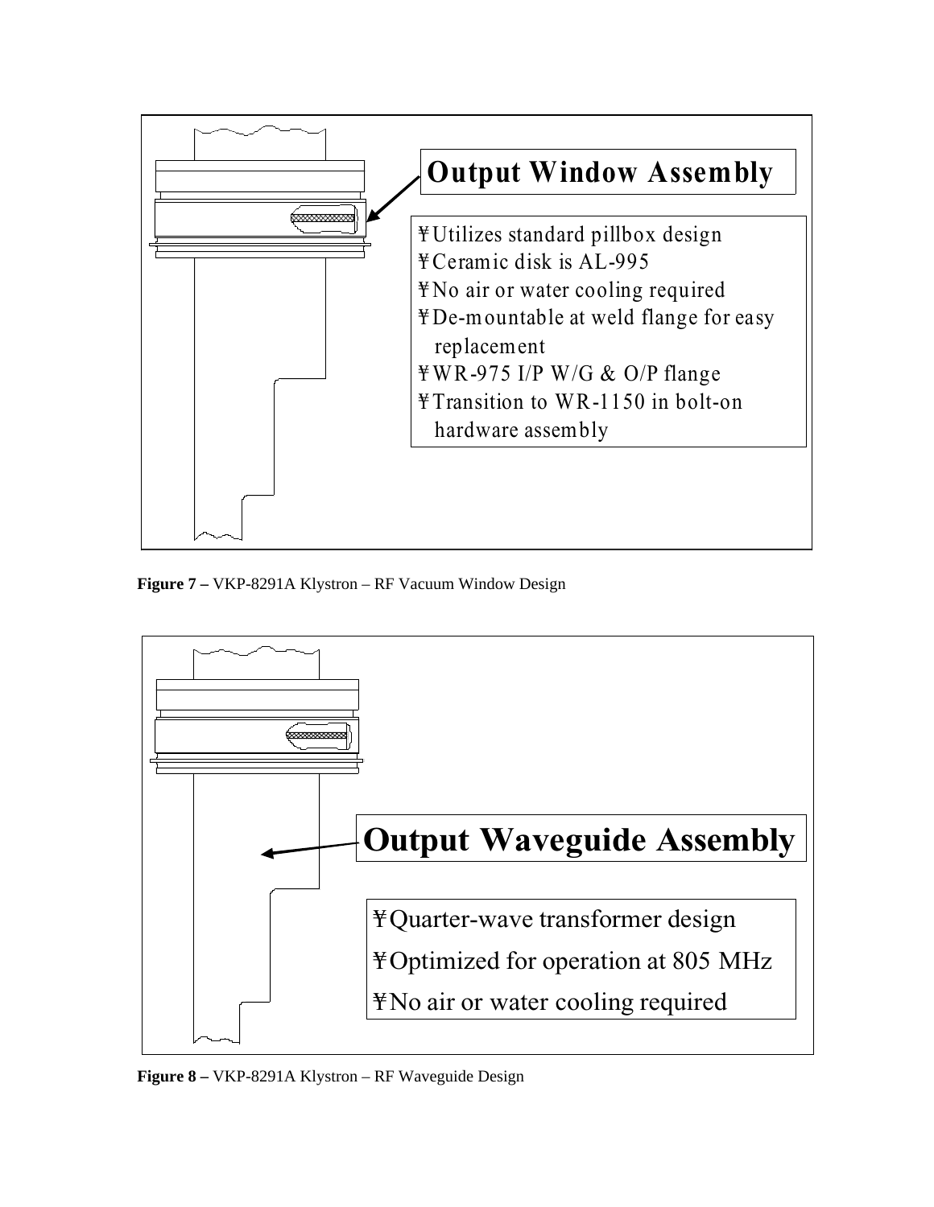**Output Window Assembly**

- Utilizes standard pillbox design
- Ceramic disk is AL-995
- No air or water cooling required
- De-mountable at weld flange for easy replacement
- WR-975 I/P W/G & O/P flange
- Transition to WR-1150 in bolt-on hardware assembly

**Figure 7 –** VKP-8291A Klystron – RF Vacuum Window Design

**Output Waveguide Assembly**

- Quarter-wave transformer design
- Optimized for operation at 805 MHz
- No air or water cooling required

**Figure 8 –** VKP-8291A Klystron – RF Waveguide Design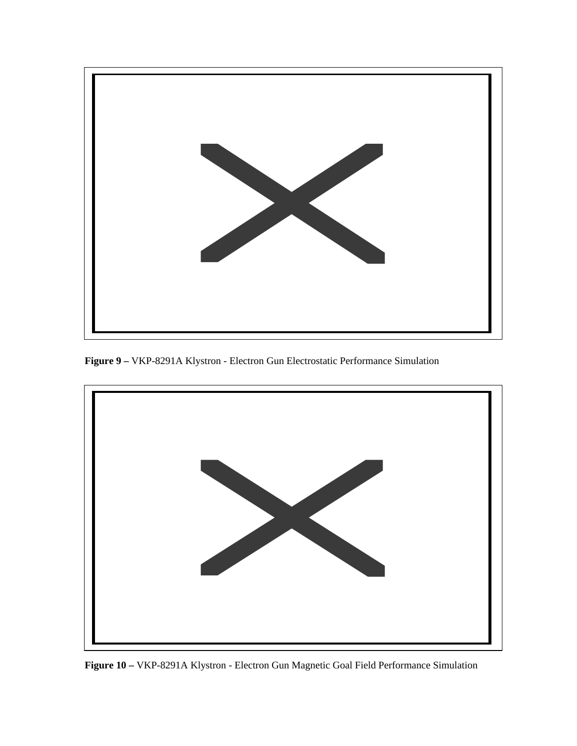**Figure 9 –** VKP-8291A Klystron - Electron Gun Electrostatic Performance Simulation

**Figure 10 –** VKP-8291A Klystron - Electron Gun Magnetic Goal Field Performance Simulation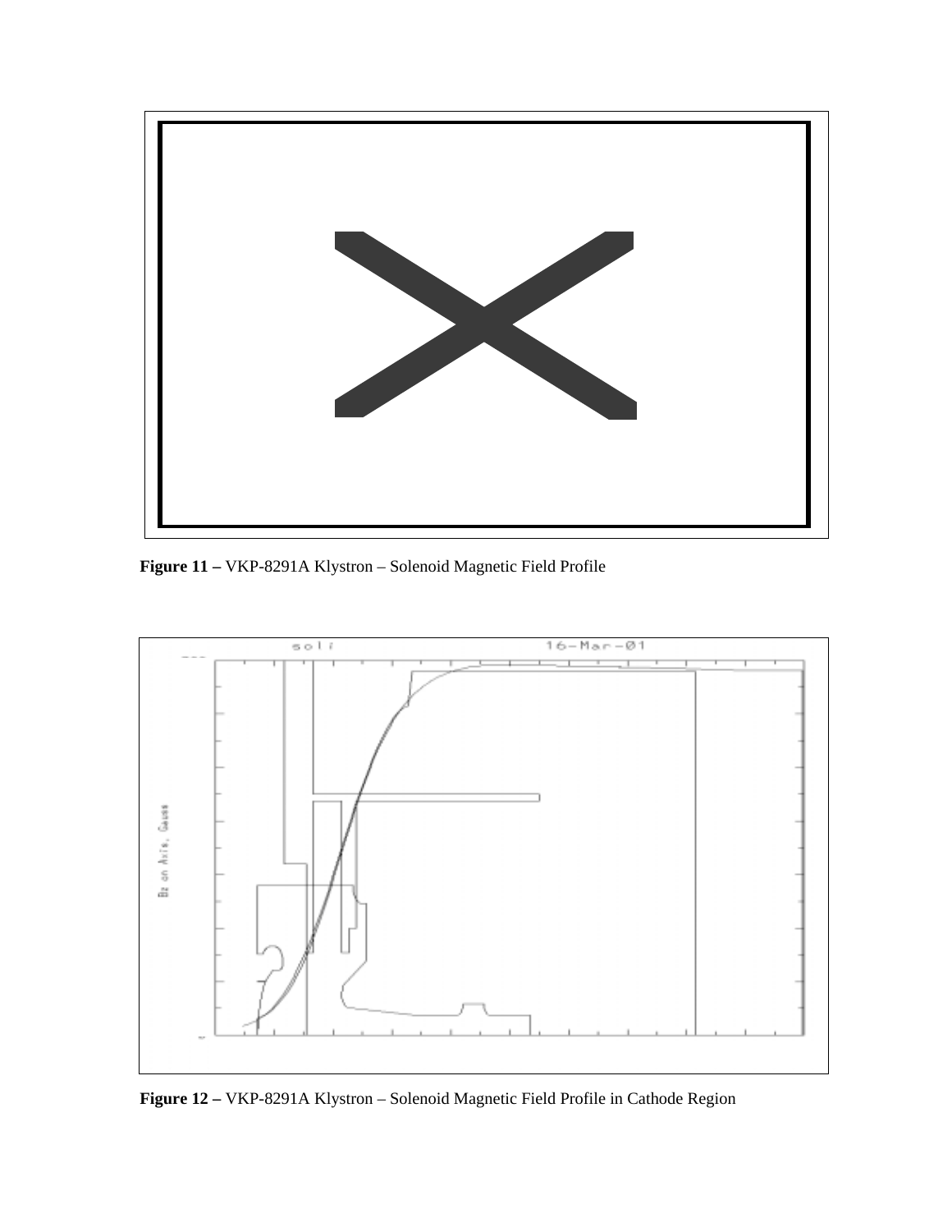**Figure 11 –** VKP-8291A Klystron – Solenoid Magnetic Field Profile

**Figure 12 –** VKP-8291A Klystron – Solenoid Magnetic Field Profile in Cathode Region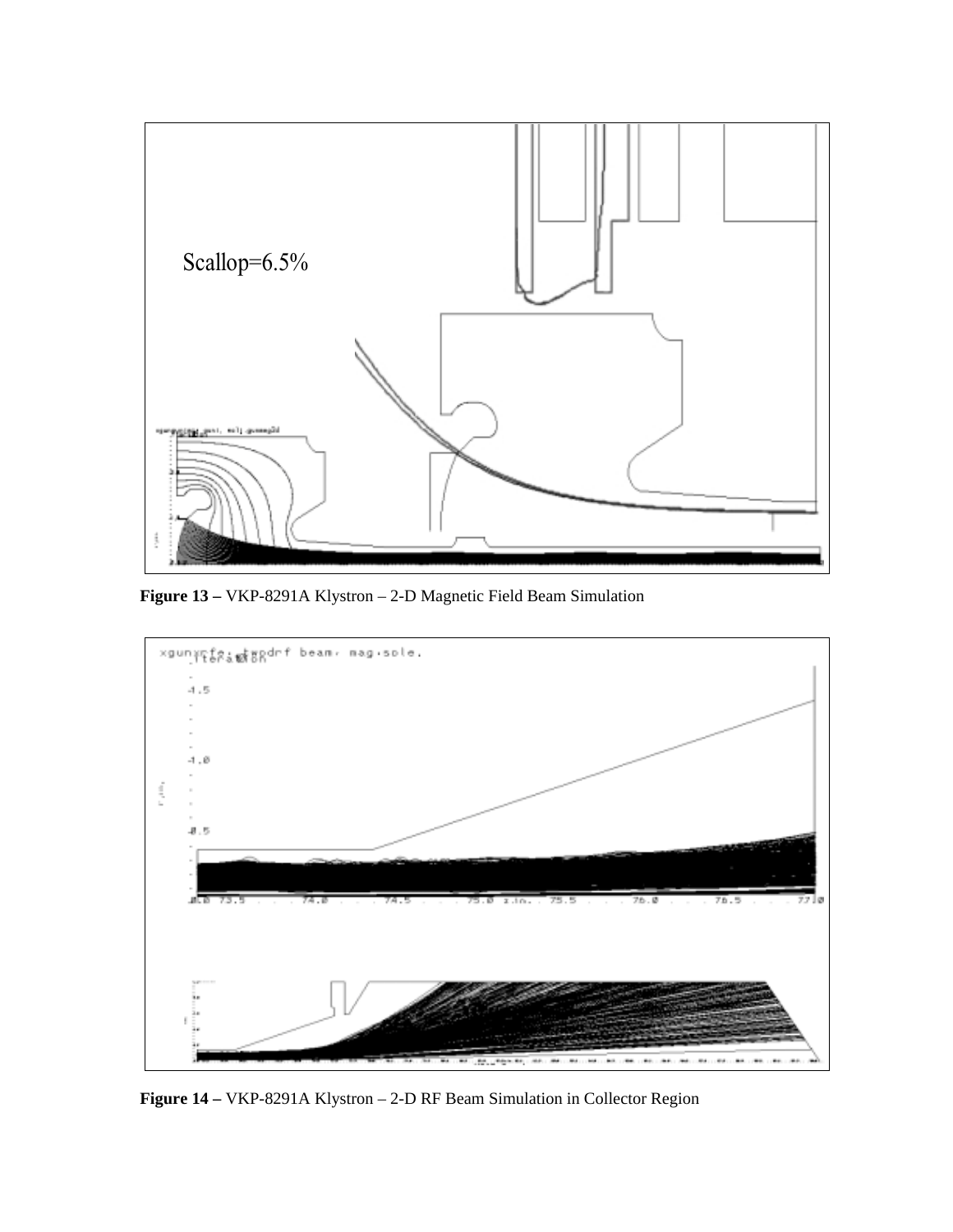**Figure 13 –** VKP-8291A Klystron – 2-D Magnetic Field Beam Simulation

**Figure 14 –** VKP-8291A Klystron – 2-D RF Beam Simulation in Collector Region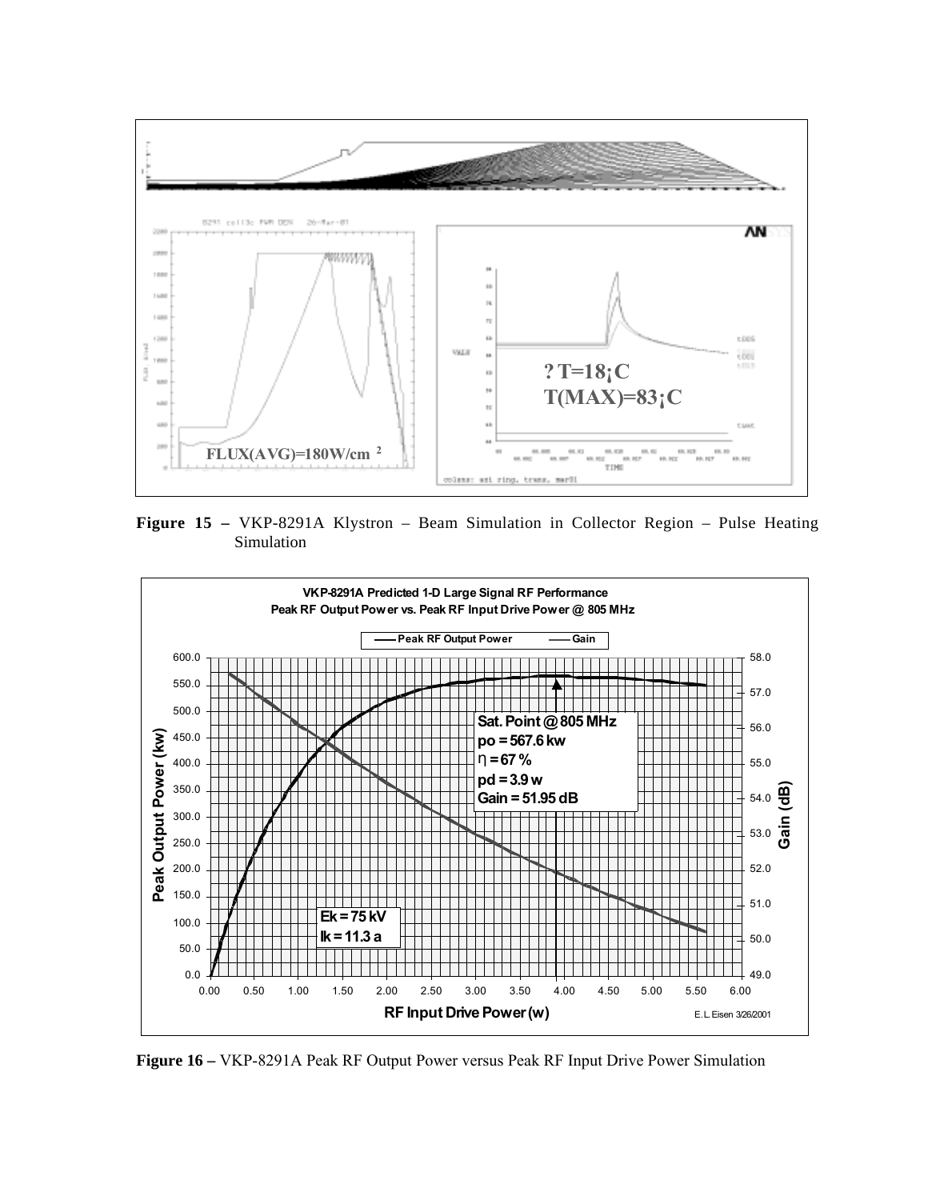**Figure 15 –** VKP-8291A Klystron – Beam Simulation in Collector Region – Pulse Heating Simulation

**Figure 16 –** VKP-8291A Peak RF Output Power versus Peak RF Input Drive Power Simulation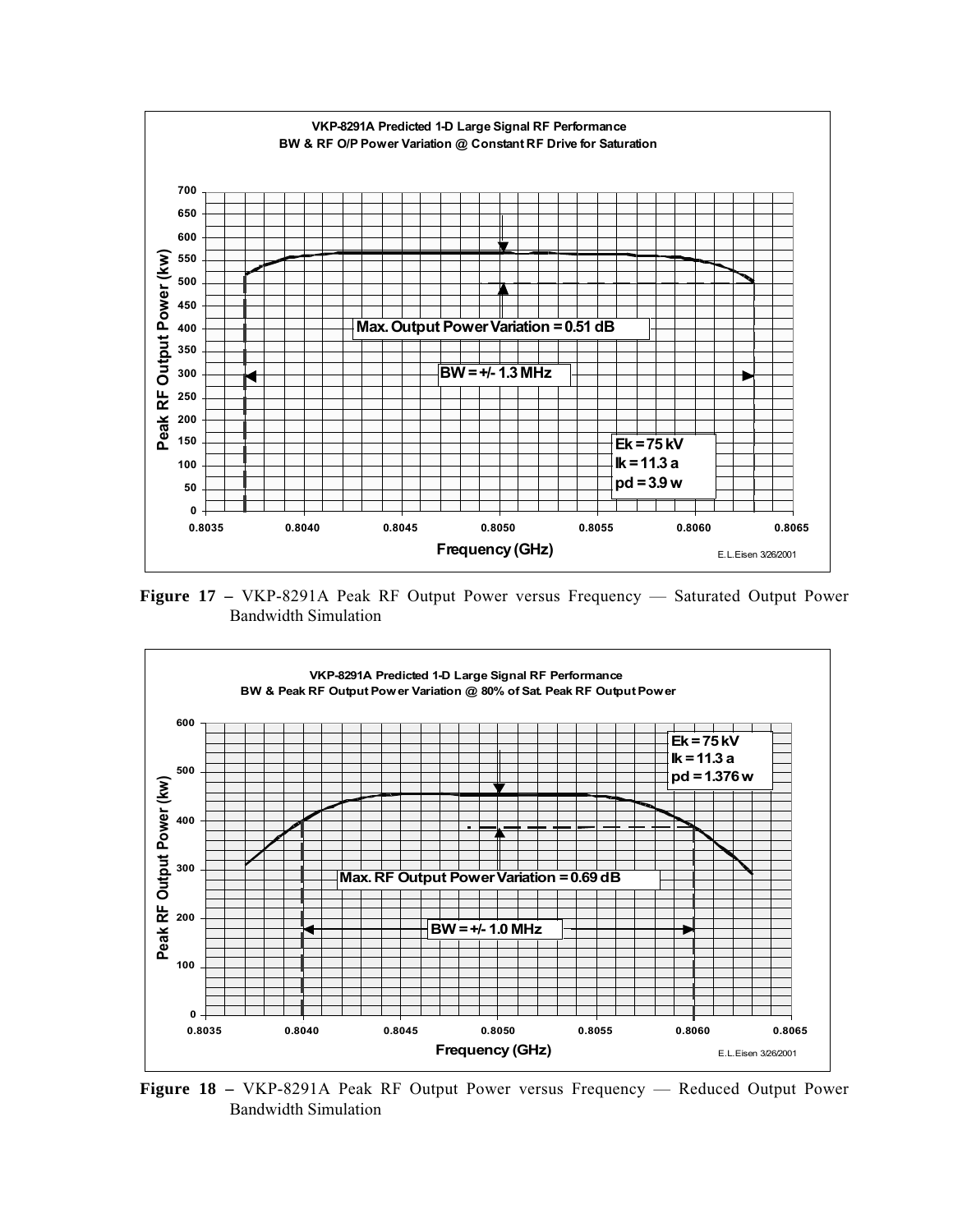Figure 17 – VKP-8291A Peak RF Output Power versus Frequency — Saturated Output Power Bandwidth Simulation

Figure 18 – VKP-8291A Peak RF Output Power versus Frequency — Reduced Output Power Bandwidth Simulation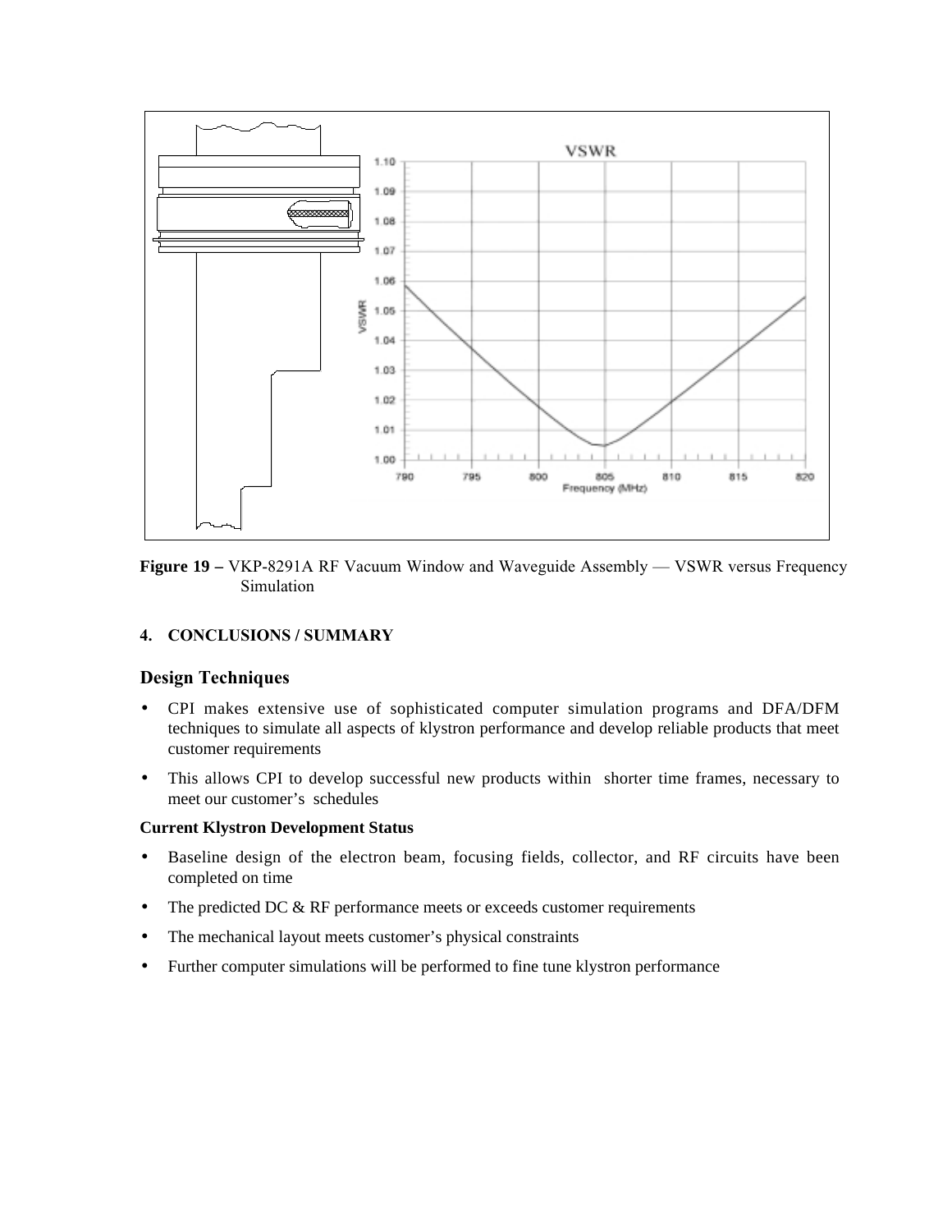VSWR

1.10
1.09
1.08
1.07
1.06
1.05
1.04
1.03
1.02
1.01
1.00

VSWR

790 795 800 805 810 815 820

Frequency (MHz)

**Figure 19 –** VKP-8291A RF Vacuum Window and Waveguide Assembly — VSWR versus Frequency Simulation

## 4. CONCLUSIONS / SUMMARY

### Design Techniques

- CPI makes extensive use of sophisticated computer simulation programs and DFA/DFM techniques to simulate all aspects of klystron performance and develop reliable products that meet customer requirements
- This allows CPI to develop successful new products within shorter time frames, necessary to meet our customer's schedules

**Current Klystron Development Status**

- Baseline design of the electron beam, focusing fields, collector, and RF circuits have been completed on time
- The predicted DC & RF performance meets or exceeds customer requirements
- The mechanical layout meets customer's physical constraints
- Further computer simulations will be performed to fine tune klystron performance